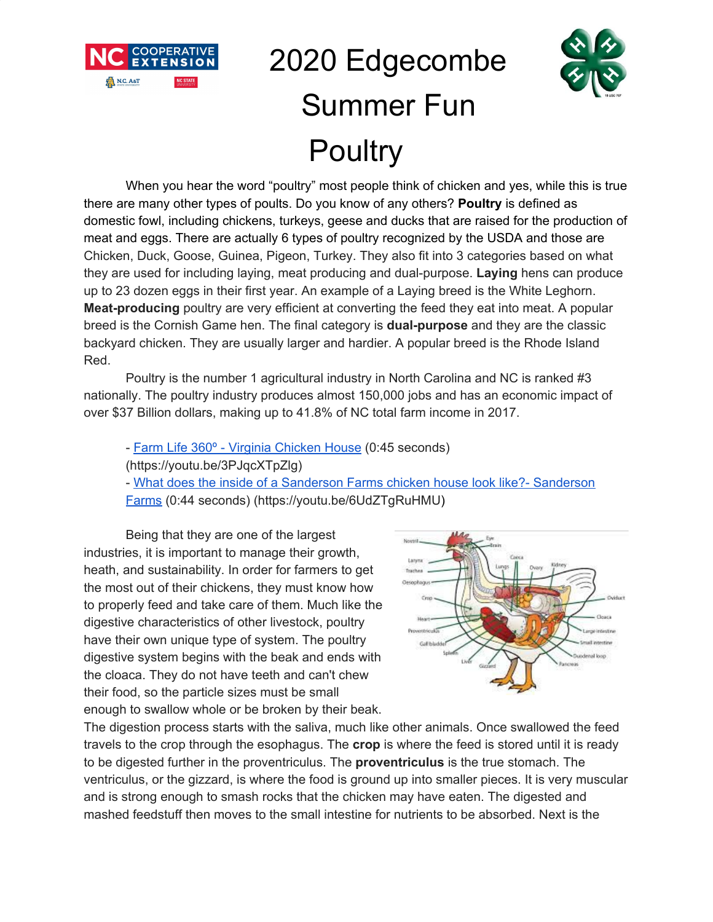# 2020 Edgecombe Summer Fun Poultry

When you hear the word "poultry" most people think of chicken and yes, while this is true there are many other types of poults. Do you know of any others? **Poultry** is defined as domestic fowl, including chickens, turkeys, geese and ducks that are raised for the production of meat and eggs. There are actually 6 types of poultry recognized by the USDA and those are Chicken, Duck, Goose, Guinea, Pigeon, Turkey. They also fit into 3 categories based on what they are used for including laying, meat producing and dual-purpose. **Laying** hens can produce up to 23 dozen eggs in their first year. An example of a Laying breed is the White Leghorn. **Meat-producing** poultry are very efficient at converting the feed they eat into meat. A popular breed is the Cornish Game hen. The final category is **dual-purpose** and they are the classic backyard chicken. They are usually larger and hardier. A popular breed is the Rhode Island Red.

Poultry is the number 1 agricultural industry in North Carolina and NC is ranked #3 nationally. The poultry industry produces almost 150,000 jobs and has an economic impact of over $37 Billion dollars, making up to 41.8% of NC total farm income in 2017.

- [Farm Life 360º - Virginia Chicken House](https://youtu.be/3PJqcXTpZlg) (0:45 seconds) (https://youtu.be/3PJqcXTpZlg)
- [What does the inside of a Sanderson Farms chicken house look like?- Sanderson Farms](https://youtu.be/6UdZTgRuHMU) (0:44 seconds) (https://youtu.be/6UdZTgRuHMU)

Being that they are one of the largest industries, it is important to manage their growth, heath, and sustainability. In order for farmers to get the most out of their chickens, they must know how to properly feed and take care of them. Much like the digestive characteristics of other livestock, poultry have their own unique type of system. The poultry digestive system begins with the beak and ends with the cloaca. They do not have teeth and can't chew their food, so the particle sizes must be small enough to swallow whole or be broken by their beak. The digestion process starts with the saliva, much like other animals. Once swallowed the feed travels to the crop through the esophagus. The **crop** is where the feed is stored until it is ready to be digested further in the proventriculus. The **proventriculus** is the true stomach. The ventriculus, or the gizzard, is where the food is ground up into smaller pieces. It is very muscular and is strong enough to smash rocks that the chicken may have eaten. The digested and mashed feedstuff then moves to the small intestine for nutrients to be absorbed. Next is the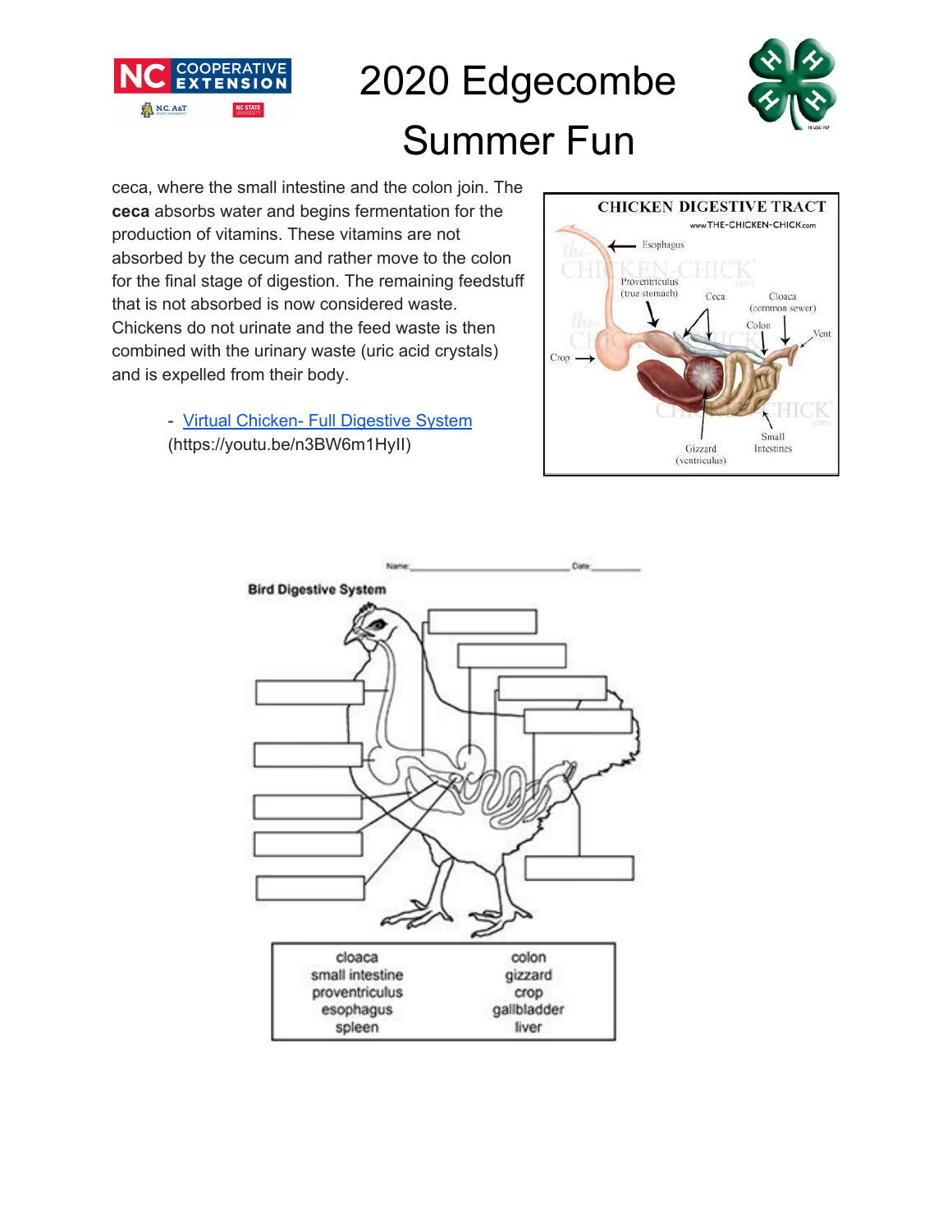ceca, where the small intestine and the colon join. The **ceca** absorbs water and begins fermentation for the production of vitamins. These vitamins are not absorbed by the cecum and rather move to the colon for the final stage of digestion. The remaining feedstuff that is not absorbed is now considered waste. Chickens do not urinate and the feed waste is then combined with the urinary waste (uric acid crystals) and is expelled from their body.

- [Virtual Chicken- Full Digestive System](https://youtu.be/n3BW6m1HyII) (https://youtu.be/n3BW6m1HyII)

CHICKEN DIGESTIVE TRACT

www.THE-CHICKEN-CHICK.com

Esophagus, Proventriculus (true stomach), Ceca, Cloaca (common sewer), Colon, Vent, Crop, Gizzard (ventriculus), Small Intestines

Name: ______________________ Date: __________

**Bird Digestive System**

| | |
|---|---|
| cloaca | colon |
| small intestine | gizzard |
| proventriculus | crop |
| esophagus | gallbladder |
| spleen | liver |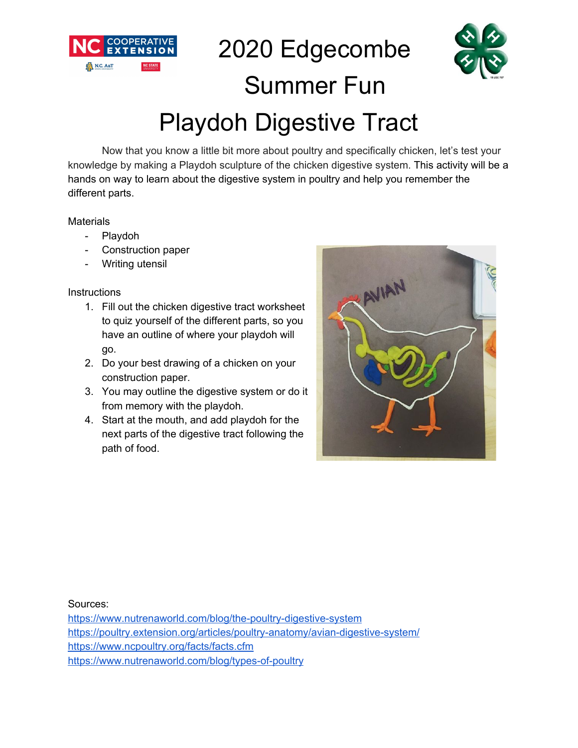# 2020 Edgecombe Summer Fun

# Playdoh Digestive Tract

Now that you know a little bit more about poultry and specifically chicken, let's test your knowledge by making a Playdoh sculpture of the chicken digestive system. This activity will be a hands on way to learn about the digestive system in poultry and help you remember the different parts.

Materials

- Playdoh
- Construction paper
- Writing utensil

Instructions

1. Fill out the chicken digestive tract worksheet to quiz yourself of the different parts, so you have an outline of where your playdoh will go.
2. Do your best drawing of a chicken on your construction paper.
3. You may outline the digestive system or do it from memory with the playdoh.
4. Start at the mouth, and add playdoh for the next parts of the digestive tract following the path of food.

Sources:
https://www.nutrenaworld.com/blog/the-poultry-digestive-system
https://poultry.extension.org/articles/poultry-anatomy/avian-digestive-system/
https://www.ncpoultry.org/facts/facts.cfm
https://www.nutrenaworld.com/blog/types-of-poultry